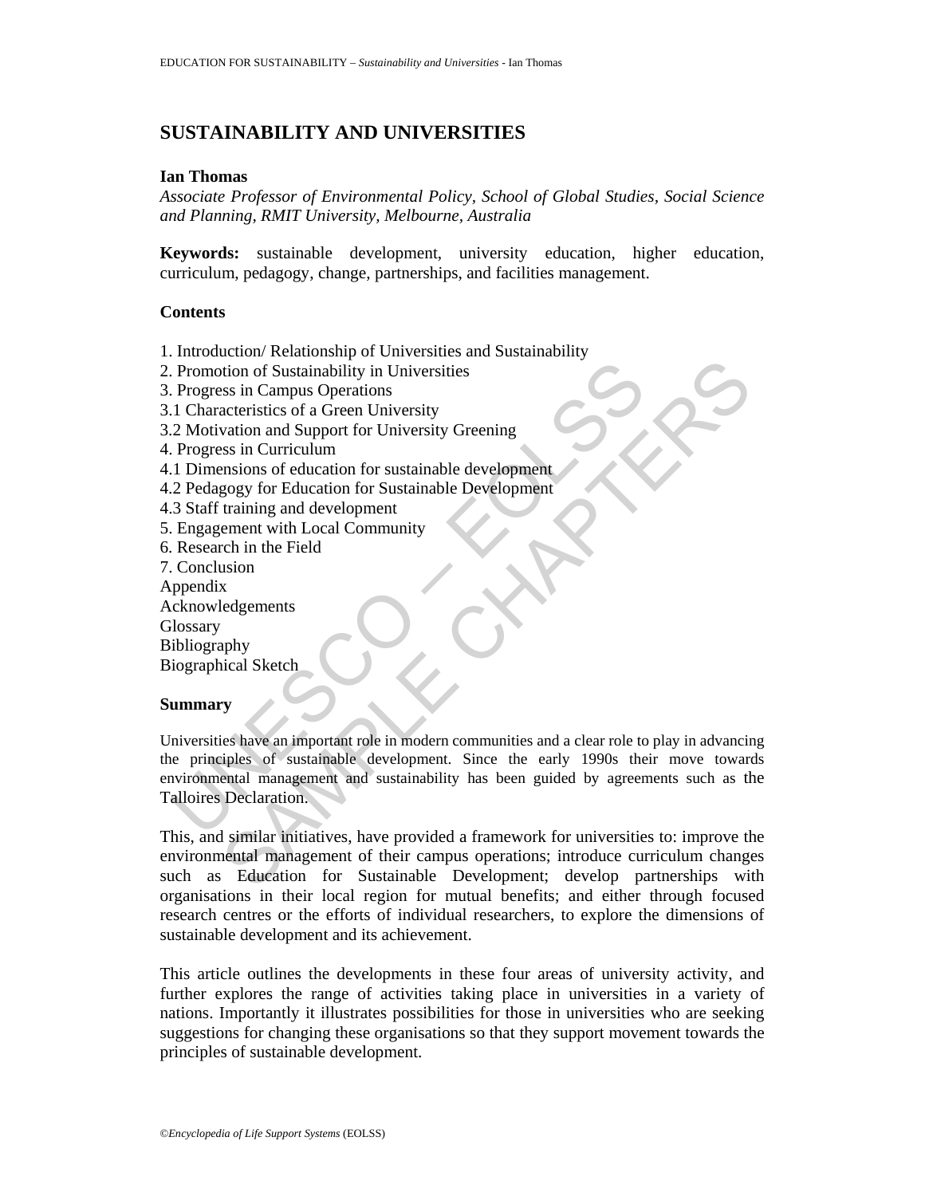# SUSTAINABILITY AND UNIVERSITIES

**Ian Thomas**

*Associate Professor of Environmental Policy, School of Global Studies, Social Science and Planning, RMIT University, Melbourne, Australia*

**Keywords:** sustainable development, university education, higher education, curriculum, pedagogy, change, partnerships, and facilities management.

## Contents

1. Introduction/ Relationship of Universities and Sustainability
2. Promotion of Sustainability in Universities
3. Progress in Campus Operations
3.1 Characteristics of a Green University
3.2 Motivation and Support for University Greening
4. Progress in Curriculum
4.1 Dimensions of education for sustainable development
4.2 Pedagogy for Education for Sustainable Development
4.3 Staff training and development
5. Engagement with Local Community
6. Research in the Field
7. Conclusion

Appendix
Acknowledgements
Glossary
Bibliography
Biographical Sketch

## Summary

Universities have an important role in modern communities and a clear role to play in advancing the principles of sustainable development. Since the early 1990s their move towards environmental management and sustainability has been guided by agreements such as the Talloires Declaration.

This, and similar initiatives, have provided a framework for universities to: improve the environmental management of their campus operations; introduce curriculum changes such as Education for Sustainable Development; develop partnerships with organisations in their local region for mutual benefits; and either through focused research centres or the efforts of individual researchers, to explore the dimensions of sustainable development and its achievement.

This article outlines the developments in these four areas of university activity, and further explores the range of activities taking place in universities in a variety of nations. Importantly it illustrates possibilities for those in universities who are seeking suggestions for changing these organisations so that they support movement towards the principles of sustainable development.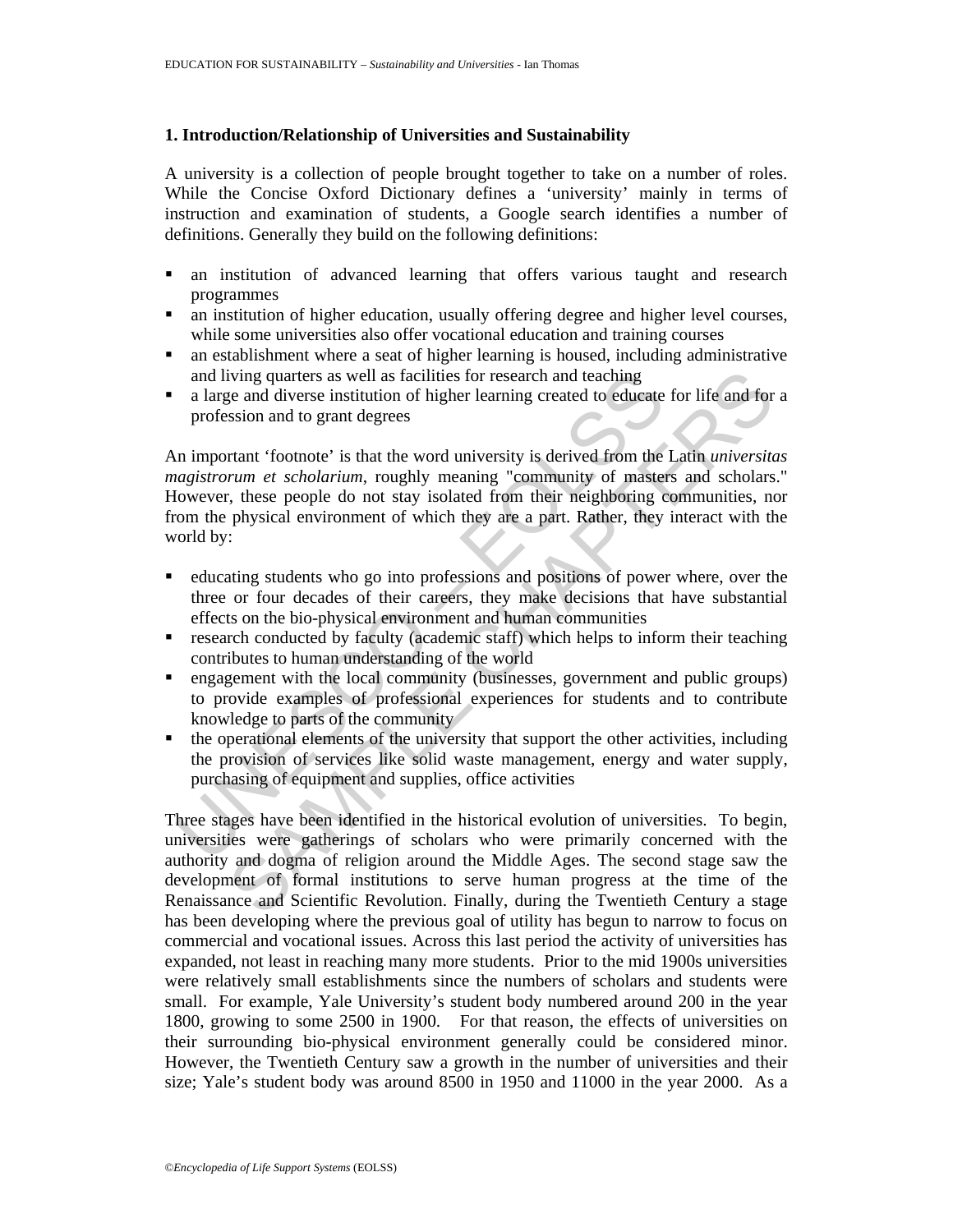## 1. Introduction/Relationship of Universities and Sustainability

A university is a collection of people brought together to take on a number of roles. While the Concise Oxford Dictionary defines a 'university' mainly in terms of instruction and examination of students, a Google search identifies a number of definitions. Generally they build on the following definitions:

- an institution of advanced learning that offers various taught and research programmes
- an institution of higher education, usually offering degree and higher level courses, while some universities also offer vocational education and training courses
- an establishment where a seat of higher learning is housed, including administrative and living quarters as well as facilities for research and teaching
- a large and diverse institution of higher learning created to educate for life and for a profession and to grant degrees

An important 'footnote' is that the word university is derived from the Latin *universitas magistrorum et scholarium*, roughly meaning "community of masters and scholars." However, these people do not stay isolated from their neighboring communities, nor from the physical environment of which they are a part. Rather, they interact with the world by:

- educating students who go into professions and positions of power where, over the three or four decades of their careers, they make decisions that have substantial effects on the bio-physical environment and human communities
- research conducted by faculty (academic staff) which helps to inform their teaching contributes to human understanding of the world
- engagement with the local community (businesses, government and public groups) to provide examples of professional experiences for students and to contribute knowledge to parts of the community
- the operational elements of the university that support the other activities, including the provision of services like solid waste management, energy and water supply, purchasing of equipment and supplies, office activities

Three stages have been identified in the historical evolution of universities. To begin, universities were gatherings of scholars who were primarily concerned with the authority and dogma of religion around the Middle Ages. The second stage saw the development of formal institutions to serve human progress at the time of the Renaissance and Scientific Revolution. Finally, during the Twentieth Century a stage has been developing where the previous goal of utility has begun to narrow to focus on commercial and vocational issues. Across this last period the activity of universities has expanded, not least in reaching many more students. Prior to the mid 1900s universities were relatively small establishments since the numbers of scholars and students were small. For example, Yale University's student body numbered around 200 in the year 1800, growing to some 2500 in 1900. For that reason, the effects of universities on their surrounding bio-physical environment generally could be considered minor. However, the Twentieth Century saw a growth in the number of universities and their size; Yale's student body was around 8500 in 1950 and 11000 in the year 2000. As a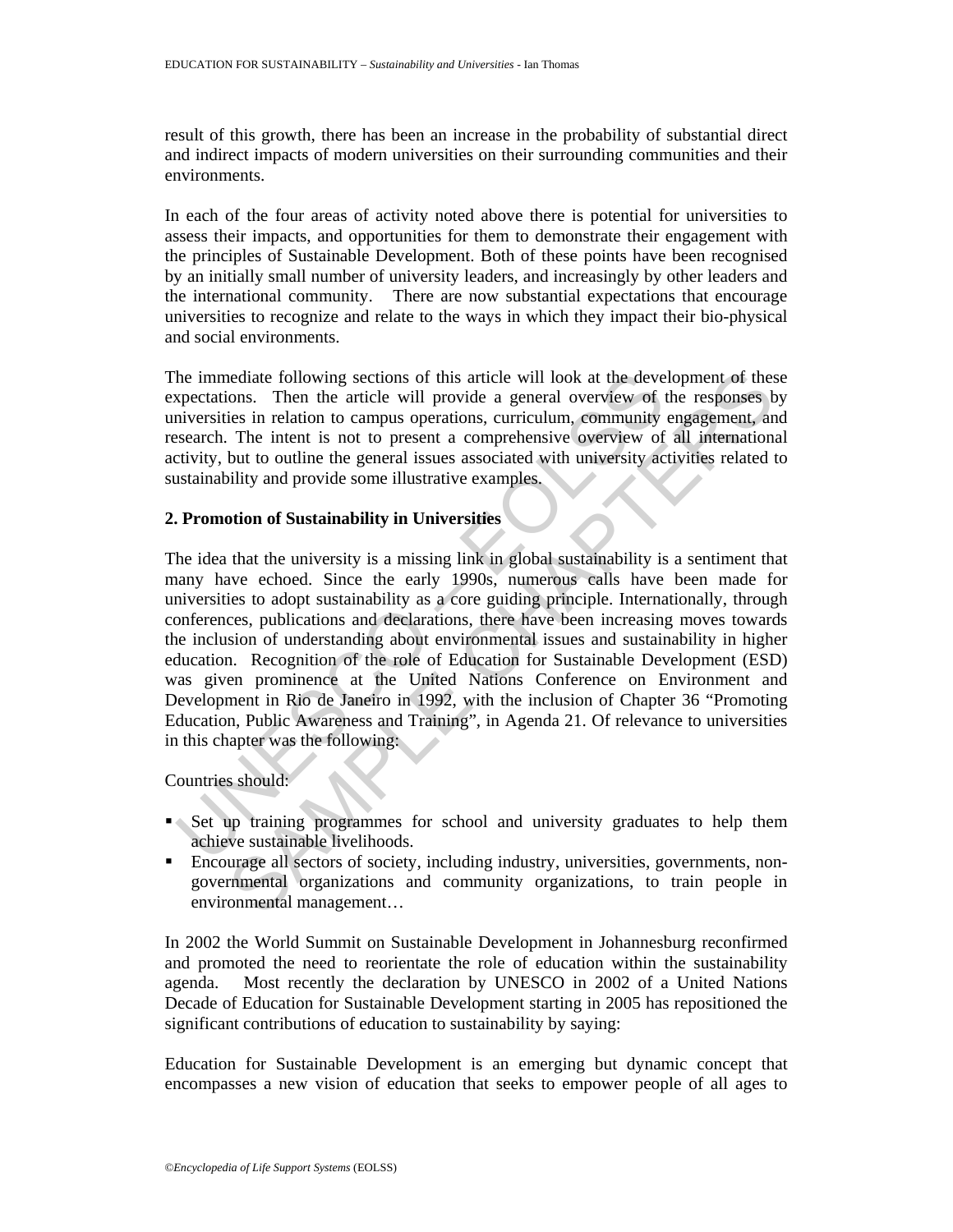result of this growth, there has been an increase in the probability of substantial direct and indirect impacts of modern universities on their surrounding communities and their environments.

In each of the four areas of activity noted above there is potential for universities to assess their impacts, and opportunities for them to demonstrate their engagement with the principles of Sustainable Development. Both of these points have been recognised by an initially small number of university leaders, and increasingly by other leaders and the international community. There are now substantial expectations that encourage universities to recognize and relate to the ways in which they impact their bio-physical and social environments.

The immediate following sections of this article will look at the development of these expectations. Then the article will provide a general overview of the responses by universities in relation to campus operations, curriculum, community engagement, and research. The intent is not to present a comprehensive overview of all international activity, but to outline the general issues associated with university activities related to sustainability and provide some illustrative examples.

## 2. Promotion of Sustainability in Universities

The idea that the university is a missing link in global sustainability is a sentiment that many have echoed. Since the early 1990s, numerous calls have been made for universities to adopt sustainability as a core guiding principle. Internationally, through conferences, publications and declarations, there have been increasing moves towards the inclusion of understanding about environmental issues and sustainability in higher education. Recognition of the role of Education for Sustainable Development (ESD) was given prominence at the United Nations Conference on Environment and Development in Rio de Janeiro in 1992, with the inclusion of Chapter 36 "Promoting Education, Public Awareness and Training", in Agenda 21. Of relevance to universities in this chapter was the following:

Countries should:

- Set up training programmes for school and university graduates to help them achieve sustainable livelihoods.
- Encourage all sectors of society, including industry, universities, governments, non-governmental organizations and community organizations, to train people in environmental management…

In 2002 the World Summit on Sustainable Development in Johannesburg reconfirmed and promoted the need to reorientate the role of education within the sustainability agenda. Most recently the declaration by UNESCO in 2002 of a United Nations Decade of Education for Sustainable Development starting in 2005 has repositioned the significant contributions of education to sustainability by saying:

Education for Sustainable Development is an emerging but dynamic concept that encompasses a new vision of education that seeks to empower people of all ages to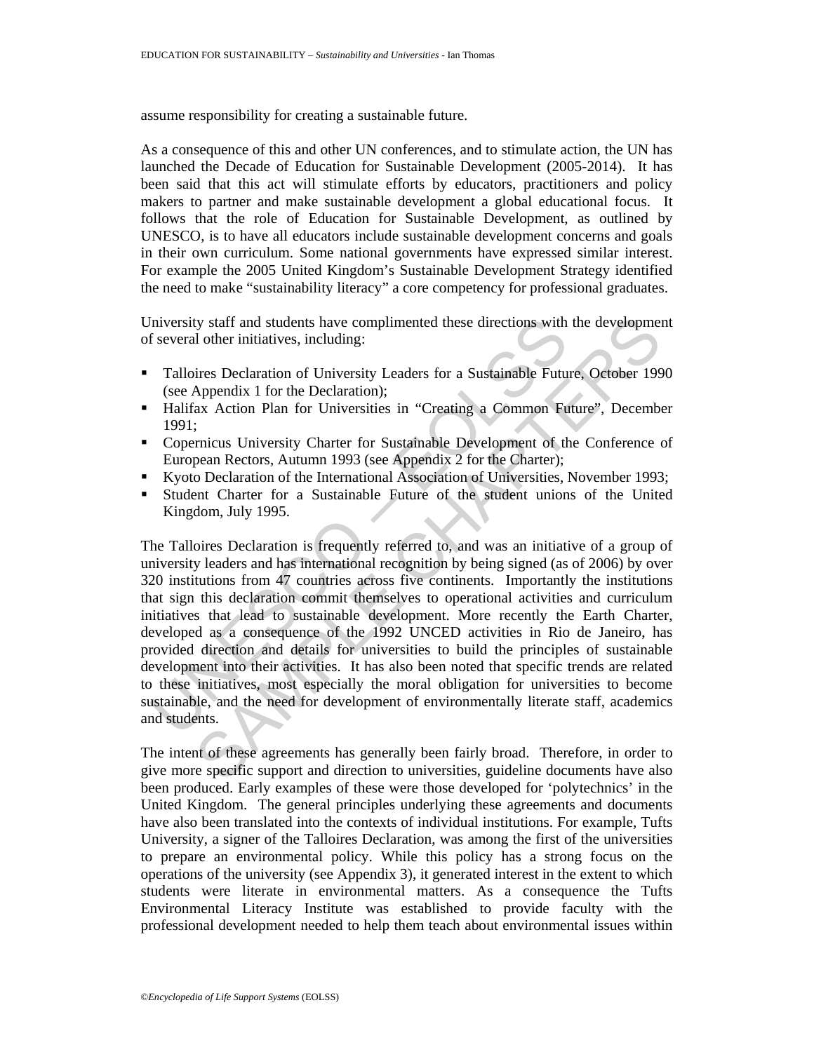assume responsibility for creating a sustainable future.

As a consequence of this and other UN conferences, and to stimulate action, the UN has launched the Decade of Education for Sustainable Development (2005-2014). It has been said that this act will stimulate efforts by educators, practitioners and policy makers to partner and make sustainable development a global educational focus. It follows that the role of Education for Sustainable Development, as outlined by UNESCO, is to have all educators include sustainable development concerns and goals in their own curriculum. Some national governments have expressed similar interest. For example the 2005 United Kingdom's Sustainable Development Strategy identified the need to make "sustainability literacy" a core competency for professional graduates.

University staff and students have complimented these directions with the development of several other initiatives, including:

- Talloires Declaration of University Leaders for a Sustainable Future, October 1990 (see Appendix 1 for the Declaration);
- Halifax Action Plan for Universities in "Creating a Common Future", December 1991;
- Copernicus University Charter for Sustainable Development of the Conference of European Rectors, Autumn 1993 (see Appendix 2 for the Charter);
- Kyoto Declaration of the International Association of Universities, November 1993;
- Student Charter for a Sustainable Future of the student unions of the United Kingdom, July 1995.

The Talloires Declaration is frequently referred to, and was an initiative of a group of university leaders and has international recognition by being signed (as of 2006) by over 320 institutions from 47 countries across five continents. Importantly the institutions that sign this declaration commit themselves to operational activities and curriculum initiatives that lead to sustainable development. More recently the Earth Charter, developed as a consequence of the 1992 UNCED activities in Rio de Janeiro, has provided direction and details for universities to build the principles of sustainable development into their activities. It has also been noted that specific trends are related to these initiatives, most especially the moral obligation for universities to become sustainable, and the need for development of environmentally literate staff, academics and students.

The intent of these agreements has generally been fairly broad. Therefore, in order to give more specific support and direction to universities, guideline documents have also been produced. Early examples of these were those developed for 'polytechnics' in the United Kingdom. The general principles underlying these agreements and documents have also been translated into the contexts of individual institutions. For example, Tufts University, a signer of the Talloires Declaration, was among the first of the universities to prepare an environmental policy. While this policy has a strong focus on the operations of the university (see Appendix 3), it generated interest in the extent to which students were literate in environmental matters. As a consequence the Tufts Environmental Literacy Institute was established to provide faculty with the professional development needed to help them teach about environmental issues within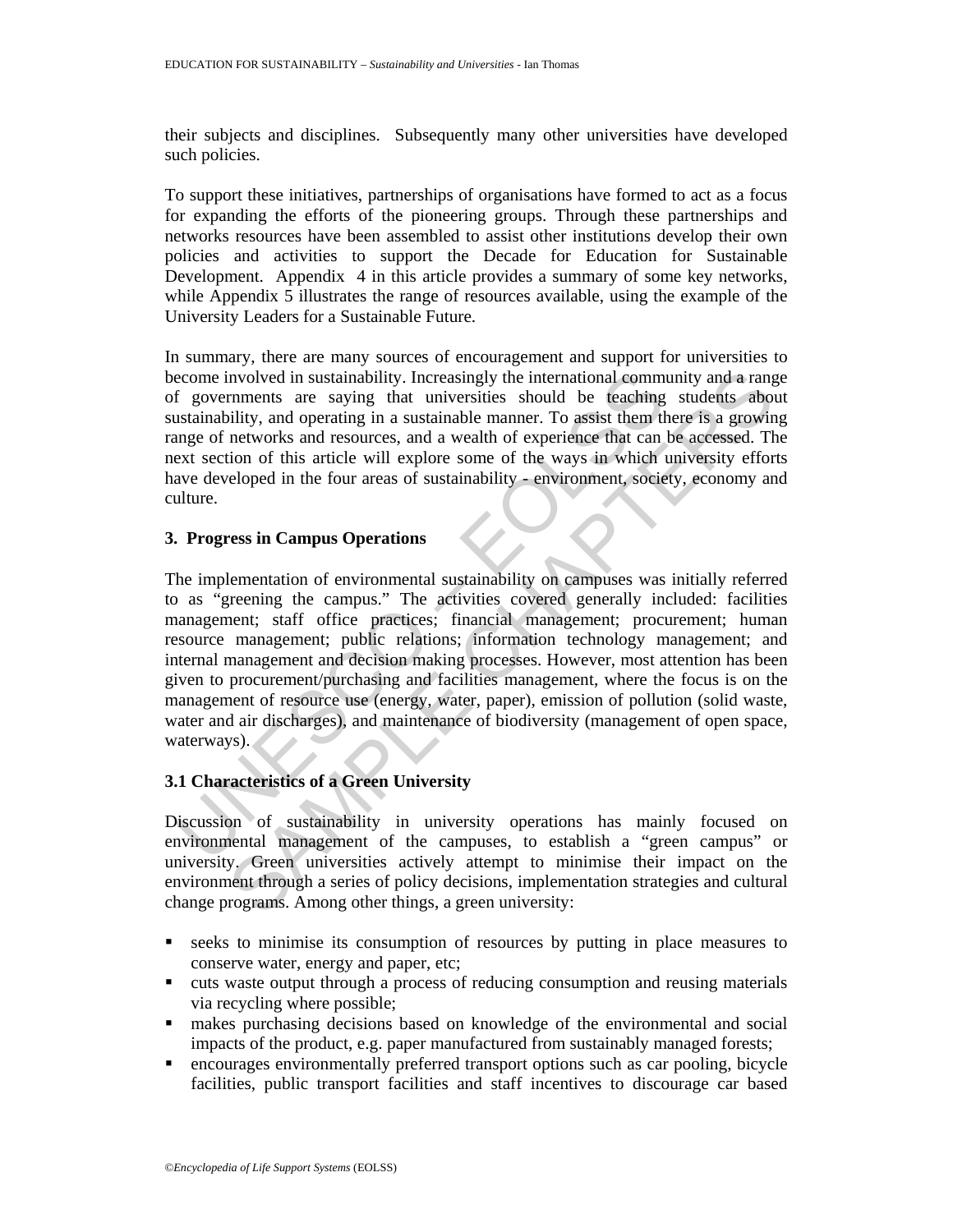their subjects and disciplines. Subsequently many other universities have developed such policies.

To support these initiatives, partnerships of organisations have formed to act as a focus for expanding the efforts of the pioneering groups. Through these partnerships and networks resources have been assembled to assist other institutions develop their own policies and activities to support the Decade for Education for Sustainable Development. Appendix 4 in this article provides a summary of some key networks, while Appendix 5 illustrates the range of resources available, using the example of the University Leaders for a Sustainable Future.

In summary, there are many sources of encouragement and support for universities to become involved in sustainability. Increasingly the international community and a range of governments are saying that universities should be teaching students about sustainability, and operating in a sustainable manner. To assist them there is a growing range of networks and resources, and a wealth of experience that can be accessed. The next section of this article will explore some of the ways in which university efforts have developed in the four areas of sustainability - environment, society, economy and culture.

## 3. Progress in Campus Operations

The implementation of environmental sustainability on campuses was initially referred to as "greening the campus." The activities covered generally included: facilities management; staff office practices; financial management; procurement; human resource management; public relations; information technology management; and internal management and decision making processes. However, most attention has been given to procurement/purchasing and facilities management, where the focus is on the management of resource use (energy, water, paper), emission of pollution (solid waste, water and air discharges), and maintenance of biodiversity (management of open space, waterways).

### 3.1 Characteristics of a Green University

Discussion of sustainability in university operations has mainly focused on environmental management of the campuses, to establish a "green campus" or university. Green universities actively attempt to minimise their impact on the environment through a series of policy decisions, implementation strategies and cultural change programs. Among other things, a green university:

- seeks to minimise its consumption of resources by putting in place measures to conserve water, energy and paper, etc;
- cuts waste output through a process of reducing consumption and reusing materials via recycling where possible;
- makes purchasing decisions based on knowledge of the environmental and social impacts of the product, e.g. paper manufactured from sustainably managed forests;
- encourages environmentally preferred transport options such as car pooling, bicycle facilities, public transport facilities and staff incentives to discourage car based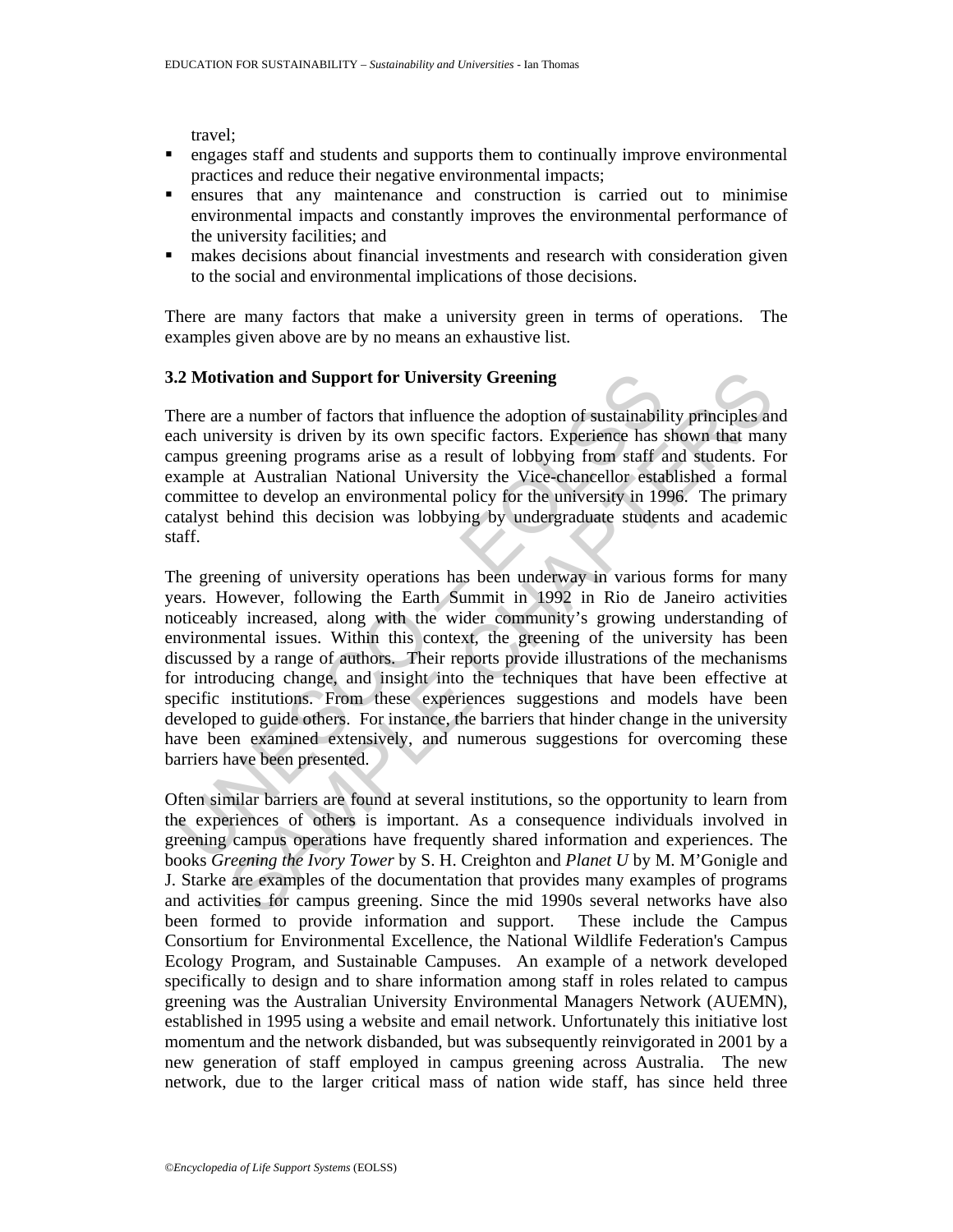travel;

- engages staff and students and supports them to continually improve environmental practices and reduce their negative environmental impacts;
- ensures that any maintenance and construction is carried out to minimise environmental impacts and constantly improves the environmental performance of the university facilities; and
- makes decisions about financial investments and research with consideration given to the social and environmental implications of those decisions.

There are many factors that make a university green in terms of operations. The examples given above are by no means an exhaustive list.

### 3.2 Motivation and Support for University Greening

There are a number of factors that influence the adoption of sustainability principles and each university is driven by its own specific factors. Experience has shown that many campus greening programs arise as a result of lobbying from staff and students. For example at Australian National University the Vice-chancellor established a formal committee to develop an environmental policy for the university in 1996. The primary catalyst behind this decision was lobbying by undergraduate students and academic staff.

The greening of university operations has been underway in various forms for many years. However, following the Earth Summit in 1992 in Rio de Janeiro activities noticeably increased, along with the wider community's growing understanding of environmental issues. Within this context, the greening of the university has been discussed by a range of authors. Their reports provide illustrations of the mechanisms for introducing change, and insight into the techniques that have been effective at specific institutions. From these experiences suggestions and models have been developed to guide others. For instance, the barriers that hinder change in the university have been examined extensively, and numerous suggestions for overcoming these barriers have been presented.

Often similar barriers are found at several institutions, so the opportunity to learn from the experiences of others is important. As a consequence individuals involved in greening campus operations have frequently shared information and experiences. The books *Greening the Ivory Tower* by S. H. Creighton and *Planet U* by M. M'Gonigle and J. Starke are examples of the documentation that provides many examples of programs and activities for campus greening. Since the mid 1990s several networks have also been formed to provide information and support. These include the Campus Consortium for Environmental Excellence, the National Wildlife Federation's Campus Ecology Program, and Sustainable Campuses. An example of a network developed specifically to design and to share information among staff in roles related to campus greening was the Australian University Environmental Managers Network (AUEMN), established in 1995 using a website and email network. Unfortunately this initiative lost momentum and the network disbanded, but was subsequently reinvigorated in 2001 by a new generation of staff employed in campus greening across Australia. The new network, due to the larger critical mass of nation wide staff, has since held three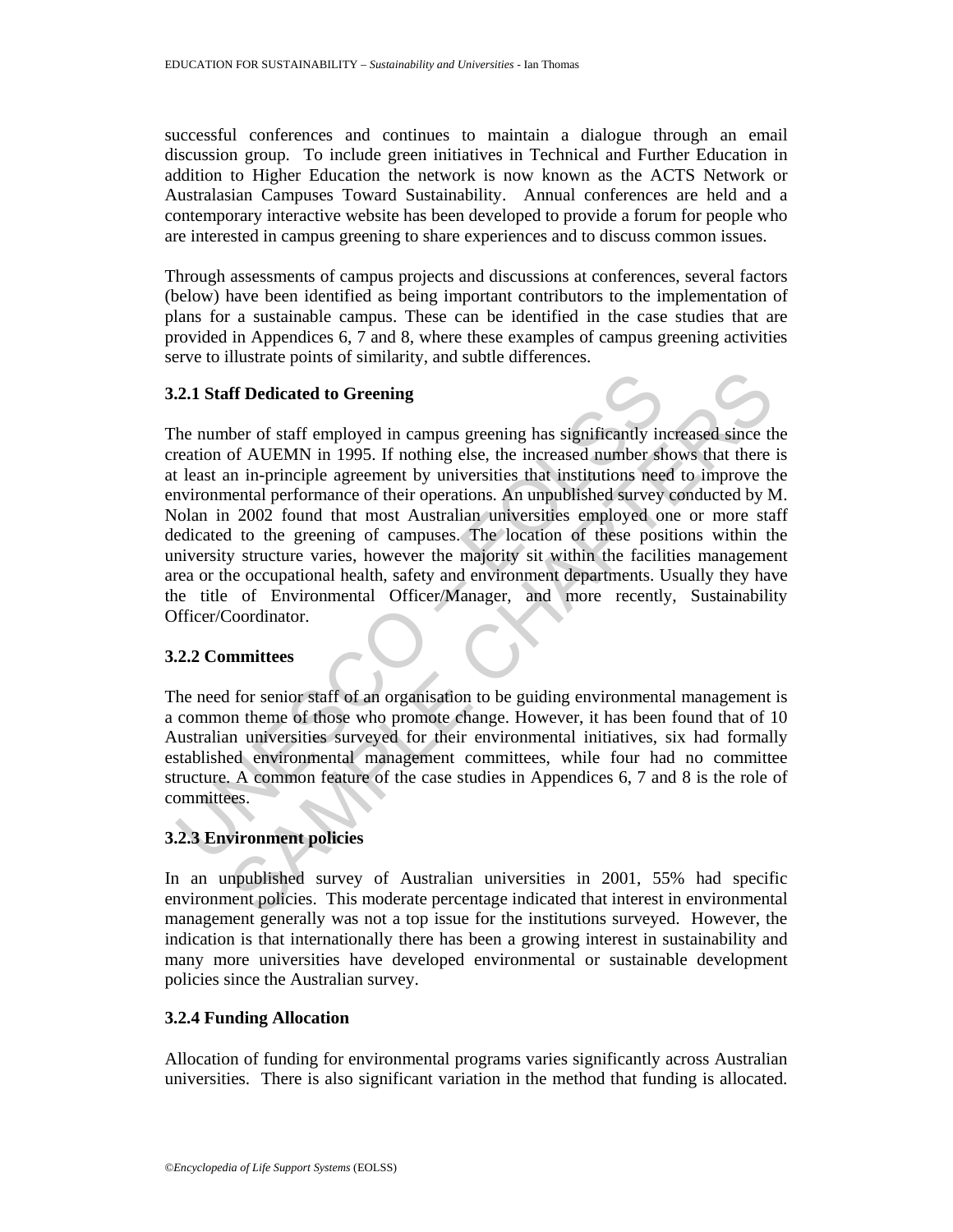successful conferences and continues to maintain a dialogue through an email discussion group. To include green initiatives in Technical and Further Education in addition to Higher Education the network is now known as the ACTS Network or Australasian Campuses Toward Sustainability. Annual conferences are held and a contemporary interactive website has been developed to provide a forum for people who are interested in campus greening to share experiences and to discuss common issues.

Through assessments of campus projects and discussions at conferences, several factors (below) have been identified as being important contributors to the implementation of plans for a sustainable campus. These can be identified in the case studies that are provided in Appendices 6, 7 and 8, where these examples of campus greening activities serve to illustrate points of similarity, and subtle differences.

### 3.2.1 Staff Dedicated to Greening

The number of staff employed in campus greening has significantly increased since the creation of AUEMN in 1995. If nothing else, the increased number shows that there is at least an in-principle agreement by universities that institutions need to improve the environmental performance of their operations. An unpublished survey conducted by M. Nolan in 2002 found that most Australian universities employed one or more staff dedicated to the greening of campuses. The location of these positions within the university structure varies, however the majority sit within the facilities management area or the occupational health, safety and environment departments. Usually they have the title of Environmental Officer/Manager, and more recently, Sustainability Officer/Coordinator.

### 3.2.2 Committees

The need for senior staff of an organisation to be guiding environmental management is a common theme of those who promote change. However, it has been found that of 10 Australian universities surveyed for their environmental initiatives, six had formally established environmental management committees, while four had no committee structure. A common feature of the case studies in Appendices 6, 7 and 8 is the role of committees.

### 3.2.3 Environment policies

In an unpublished survey of Australian universities in 2001, 55% had specific environment policies. This moderate percentage indicated that interest in environmental management generally was not a top issue for the institutions surveyed. However, the indication is that internationally there has been a growing interest in sustainability and many more universities have developed environmental or sustainable development policies since the Australian survey.

### 3.2.4 Funding Allocation

Allocation of funding for environmental programs varies significantly across Australian universities. There is also significant variation in the method that funding is allocated.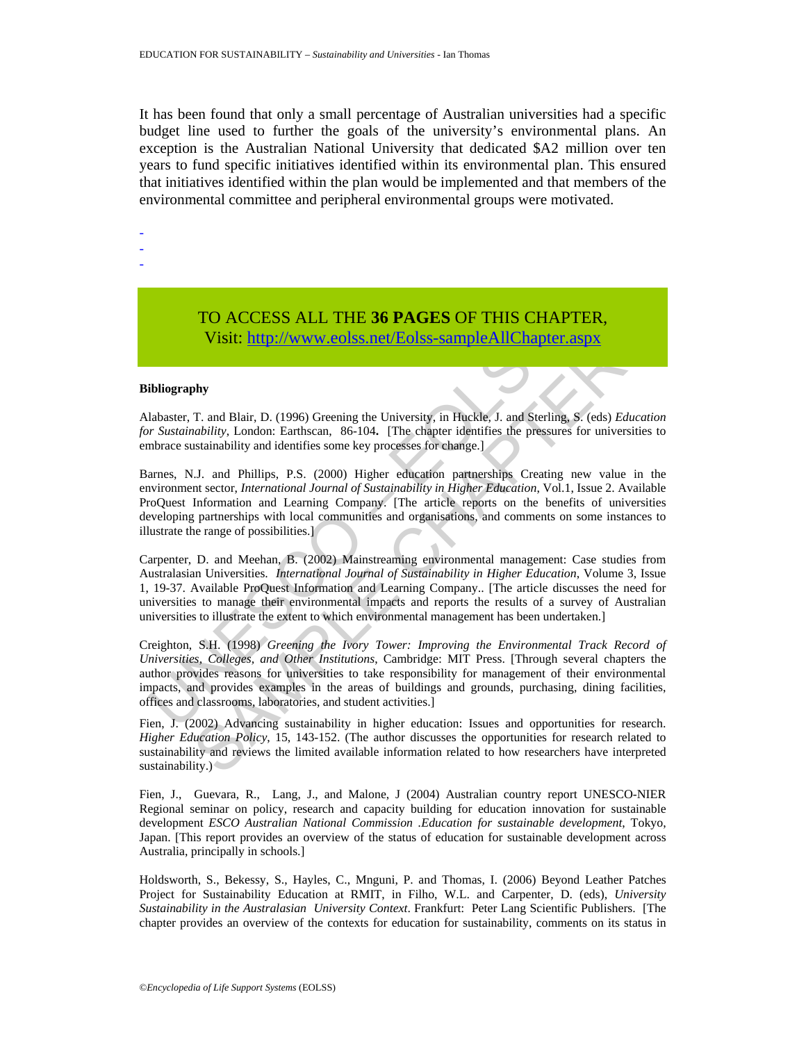It has been found that only a small percentage of Australian universities had a specific budget line used to further the goals of the university's environmental plans. An exception is the Australian National University that dedicated $A2 million over ten years to fund specific initiatives identified within its environmental plan. This ensured that initiatives identified within the plan would be implemented and that members of the environmental committee and peripheral environmental groups were motivated.

-
-
-

TO ACCESS ALL THE **36 PAGES** OF THIS CHAPTER,
Visit: http://www.eolss.net/Eolss-sampleAllChapter.aspx

**Bibliography**

Alabaster, T. and Blair, D. (1996) Greening the University, in Huckle, J. and Sterling, S. (eds) *Education for Sustainability*, London: Earthscan, 86-104**.** [The chapter identifies the pressures for universities to embrace sustainability and identifies some key processes for change.]

Barnes, N.J. and Phillips, P.S. (2000) Higher education partnerships Creating new value in the environment sector, *International Journal of Sustainability in Higher Education*, Vol.1, Issue 2. Available ProQuest Information and Learning Company. [The article reports on the benefits of universities developing partnerships with local communities and organisations, and comments on some instances to illustrate the range of possibilities.]

Carpenter, D. and Meehan, B. (2002) Mainstreaming environmental management: Case studies from Australasian Universities. *International Journal of Sustainability in Higher Education*, Volume 3, Issue 1, 19-37. Available ProQuest Information and Learning Company.. [The article discusses the need for universities to manage their environmental impacts and reports the results of a survey of Australian universities to illustrate the extent to which environmental management has been undertaken.]

Creighton, S.H. (1998) *Greening the Ivory Tower: Improving the Environmental Track Record of Universities, Colleges, and Other Institutions*, Cambridge: MIT Press. [Through several chapters the author provides reasons for universities to take responsibility for management of their environmental impacts, and provides examples in the areas of buildings and grounds, purchasing, dining facilities, offices and classrooms, laboratories, and student activities.]

Fien, J. (2002) Advancing sustainability in higher education: Issues and opportunities for research. *Higher Education Policy*, 15, 143-152. (The author discusses the opportunities for research related to sustainability and reviews the limited available information related to how researchers have interpreted sustainability.)

Fien, J., Guevara, R., Lang, J., and Malone, J (2004) Australian country report UNESCO-NIER Regional seminar on policy, research and capacity building for education innovation for sustainable development *ESCO Australian National Commission .Education for sustainable development*, Tokyo, Japan. [This report provides an overview of the status of education for sustainable development across Australia, principally in schools.]

Holdsworth, S., Bekessy, S., Hayles, C., Mnguni, P. and Thomas, I. (2006) Beyond Leather Patches Project for Sustainability Education at RMIT, in Filho, W.L. and Carpenter, D. (eds), *University Sustainability in the Australasian University Context*. Frankfurt: Peter Lang Scientific Publishers. [The chapter provides an overview of the contexts for education for sustainability, comments on its status in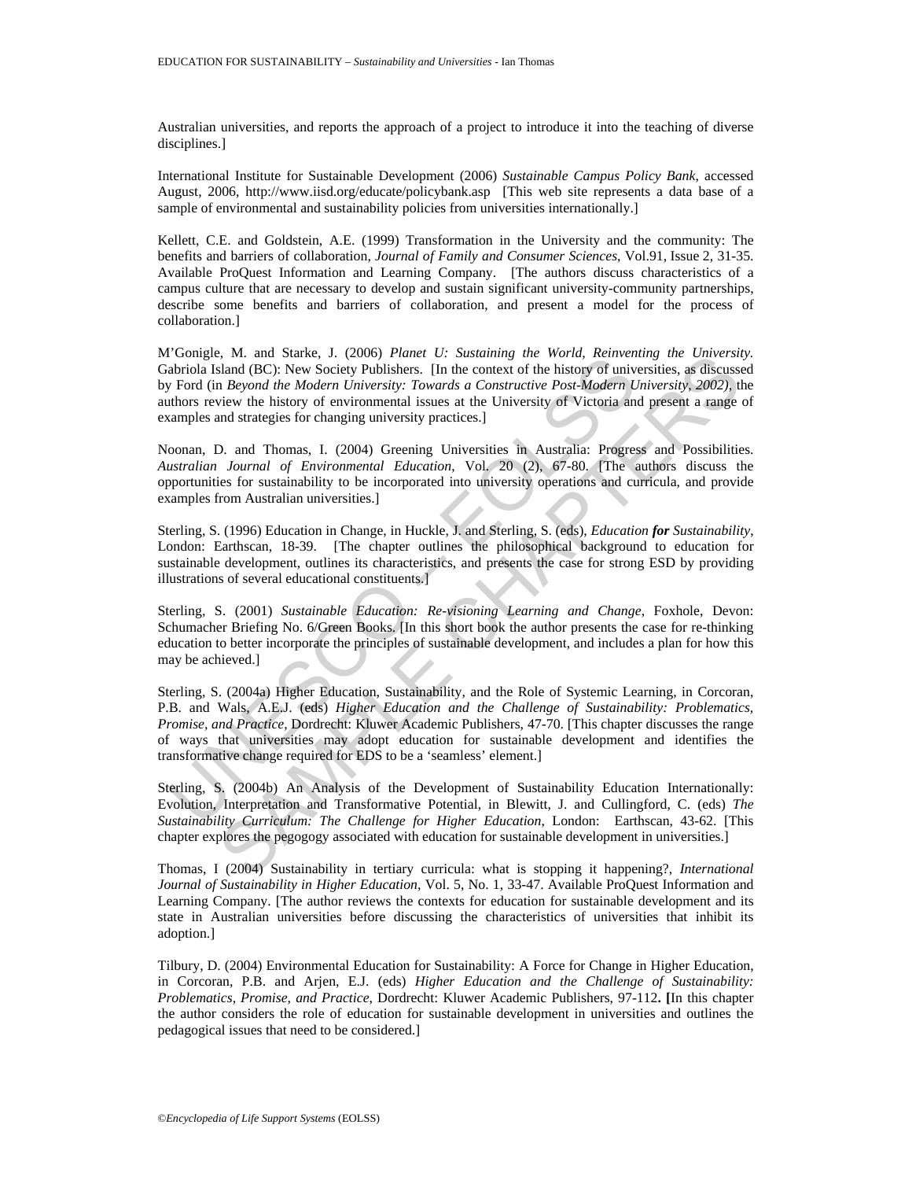Australian universities, and reports the approach of a project to introduce it into the teaching of diverse disciplines.]

International Institute for Sustainable Development (2006) *Sustainable Campus Policy Bank*, accessed August, 2006, http://www.iisd.org/educate/policybank.asp [This web site represents a data base of a sample of environmental and sustainability policies from universities internationally.]

Kellett, C.E. and Goldstein, A.E. (1999) Transformation in the University and the community: The benefits and barriers of collaboration, *Journal of Family and Consumer Sciences*, Vol.91, Issue 2, 31-35. Available ProQuest Information and Learning Company. [The authors discuss characteristics of a campus culture that are necessary to develop and sustain significant university-community partnerships, describe some benefits and barriers of collaboration, and present a model for the process of collaboration.]

M'Gonigle, M. and Starke, J. (2006) *Planet U: Sustaining the World, Reinventing the University.* Gabriola Island (BC): New Society Publishers. [In the context of the history of universities, as discussed by Ford (in *Beyond the Modern University: Towards a Constructive Post-Modern University, 2002)*, the authors review the history of environmental issues at the University of Victoria and present a range of examples and strategies for changing university practices.]

Noonan, D. and Thomas, I. (2004) Greening Universities in Australia: Progress and Possibilities. *Australian Journal of Environmental Education*, Vol. 20 (2), 67-80. [The authors discuss the opportunities for sustainability to be incorporated into university operations and curricula, and provide examples from Australian universities.]

Sterling, S. (1996) Education in Change, in Huckle, J. and Sterling, S. (eds), *Education **for** Sustainability*, London: Earthscan, 18-39. [The chapter outlines the philosophical background to education for sustainable development, outlines its characteristics, and presents the case for strong ESD by providing illustrations of several educational constituents.]

Sterling, S. (2001) *Sustainable Education: Re-visioning Learning and Change*, Foxhole, Devon: Schumacher Briefing No. 6/Green Books. [In this short book the author presents the case for re-thinking education to better incorporate the principles of sustainable development, and includes a plan for how this may be achieved.]

Sterling, S. (2004a) Higher Education, Sustainability, and the Role of Systemic Learning, in Corcoran, P.B. and Wals, A.E.J. (eds) *Higher Education and the Challenge of Sustainability: Problematics, Promise, and Practice*, Dordrecht: Kluwer Academic Publishers, 47-70. [This chapter discusses the range of ways that universities may adopt education for sustainable development and identifies the transformative change required for EDS to be a 'seamless' element.]

Sterling, S. (2004b) An Analysis of the Development of Sustainability Education Internationally: Evolution, Interpretation and Transformative Potential, in Blewitt, J. and Cullingford, C. (eds) *The Sustainability Curriculum: The Challenge for Higher Education*, London: Earthscan, 43-62. [This chapter explores the pegogogy associated with education for sustainable development in universities.]

Thomas, I (2004) Sustainability in tertiary curricula: what is stopping it happening?, *International Journal of Sustainability in Higher Education*, Vol. 5, No. 1, 33-47. Available ProQuest Information and Learning Company. [The author reviews the contexts for education for sustainable development and its state in Australian universities before discussing the characteristics of universities that inhibit its adoption.]

Tilbury, D. (2004) Environmental Education for Sustainability: A Force for Change in Higher Education, in Corcoran, P.B. and Arjen, E.J. (eds) *Higher Education and the Challenge of Sustainability: Problematics, Promise, and Practice*, Dordrecht: Kluwer Academic Publishers, 97-112. **[**In this chapter the author considers the role of education for sustainable development in universities and outlines the pedagogical issues that need to be considered.]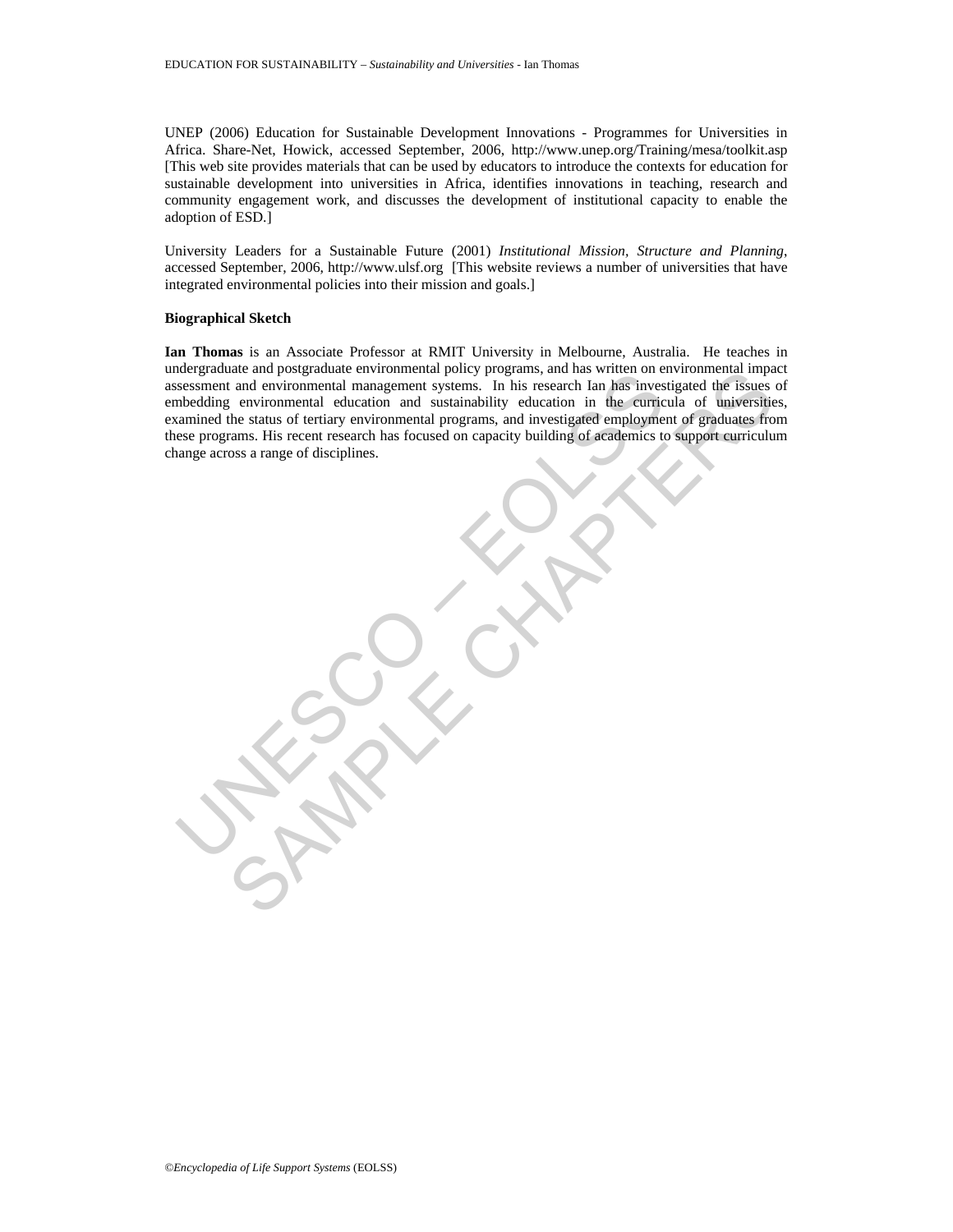UNEP (2006) Education for Sustainable Development Innovations - Programmes for Universities in Africa. Share-Net, Howick, accessed September, 2006, http://www.unep.org/Training/mesa/toolkit.asp [This web site provides materials that can be used by educators to introduce the contexts for education for sustainable development into universities in Africa, identifies innovations in teaching, research and community engagement work, and discusses the development of institutional capacity to enable the adoption of ESD.]

University Leaders for a Sustainable Future (2001) *Institutional Mission, Structure and Planning*, accessed September, 2006, http://www.ulsf.org [This website reviews a number of universities that have integrated environmental policies into their mission and goals.]

**Biographical Sketch**

**Ian Thomas** is an Associate Professor at RMIT University in Melbourne, Australia. He teaches in undergraduate and postgraduate environmental policy programs, and has written on environmental impact assessment and environmental management systems. In his research Ian has investigated the issues of embedding environmental education and sustainability education in the curricula of universities, examined the status of tertiary environmental programs, and investigated employment of graduates from these programs. His recent research has focused on capacity building of academics to support curriculum change across a range of disciplines.